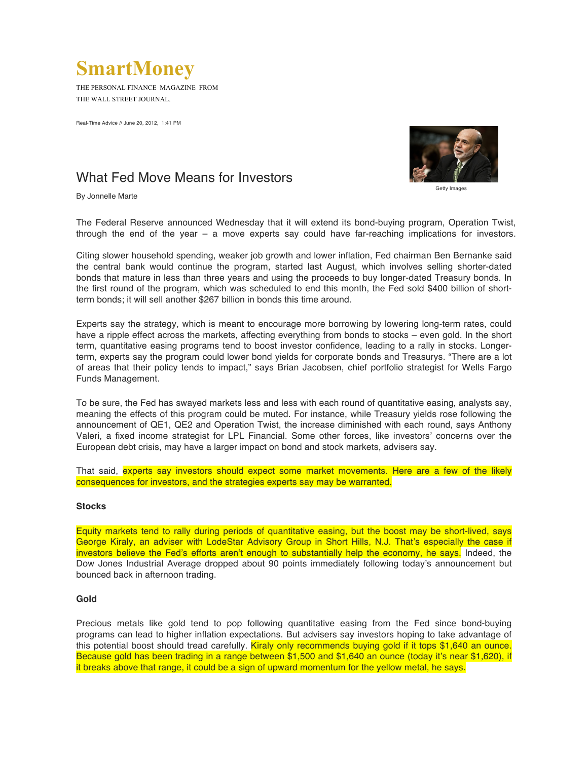# SmartMoney

THE PERSONAL FINANCE MAGAZINE FROM THE WALL STREET JOURNAL.

Real-Time Advice // June 20, 2012, 1:41 PM

Getty Images

## What Fed Move Means for Investors

By Jonnelle Marte

The Federal Reserve announced Wednesday that it will extend its bond-buying program, Operation Twist, through the end of the year – a move experts say could have far-reaching implications for investors.

Citing slower household spending, weaker job growth and lower inflation, Fed chairman Ben Bernanke said the central bank would continue the program, started last August, which involves selling shorter-dated bonds that mature in less than three years and using the proceeds to buy longer-dated Treasury bonds. In the first round of the program, which was scheduled to end this month, the Fed sold $400 billion of short-term bonds; it will sell another $267 billion in bonds this time around.

Experts say the strategy, which is meant to encourage more borrowing by lowering long-term rates, could have a ripple effect across the markets, affecting everything from bonds to stocks – even gold. In the short term, quantitative easing programs tend to boost investor confidence, leading to a rally in stocks. Longer-term, experts say the program could lower bond yields for corporate bonds and Treasurys. "There are a lot of areas that their policy tends to impact," says Brian Jacobsen, chief portfolio strategist for Wells Fargo Funds Management.

To be sure, the Fed has swayed markets less and less with each round of quantitative easing, analysts say, meaning the effects of this program could be muted. For instance, while Treasury yields rose following the announcement of QE1, QE2 and Operation Twist, the increase diminished with each round, says Anthony Valeri, a fixed income strategist for LPL Financial. Some other forces, like investors' concerns over the European debt crisis, may have a larger impact on bond and stock markets, advisers say.

That said, experts say investors should expect some market movements. Here are a few of the likely consequences for investors, and the strategies experts say may be warranted.

### Stocks

Equity markets tend to rally during periods of quantitative easing, but the boost may be short-lived, says George Kiraly, an adviser with LodeStar Advisory Group in Short Hills, N.J. That's especially the case if investors believe the Fed's efforts aren't enough to substantially help the economy, he says. Indeed, the Dow Jones Industrial Average dropped about 90 points immediately following today's announcement but bounced back in afternoon trading.

### Gold

Precious metals like gold tend to pop following quantitative easing from the Fed since bond-buying programs can lead to higher inflation expectations. But advisers say investors hoping to take advantage of this potential boost should tread carefully. Kiraly only recommends buying gold if it tops $1,640 an ounce. Because gold has been trading in a range between $1,500 and $1,640 an ounce (today it's near $1,620), if it breaks above that range, it could be a sign of upward momentum for the yellow metal, he says.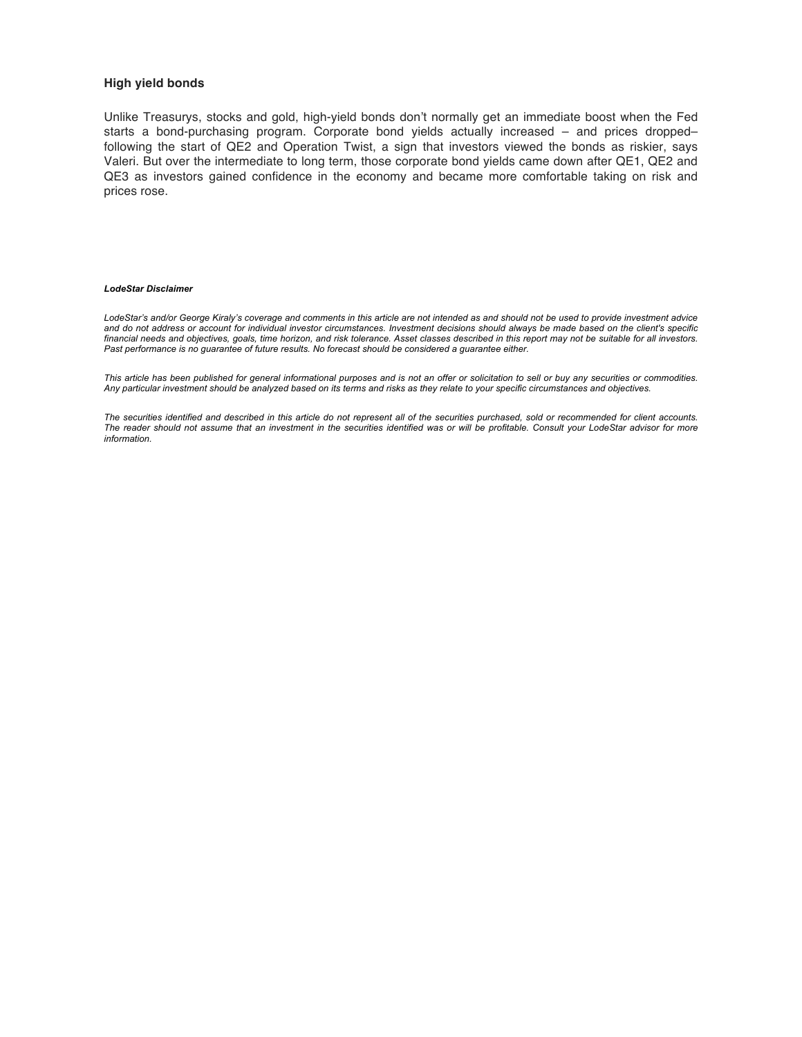**High yield bonds**

Unlike Treasurys, stocks and gold, high-yield bonds don't normally get an immediate boost when the Fed starts a bond-purchasing program. Corporate bond yields actually increased – and prices dropped– following the start of QE2 and Operation Twist, a sign that investors viewed the bonds as riskier, says Valeri. But over the intermediate to long term, those corporate bond yields came down after QE1, QE2 and QE3 as investors gained confidence in the economy and became more comfortable taking on risk and prices rose.

***LodeStar Disclaimer***

*LodeStar's and/or George Kiraly's coverage and comments in this article are not intended as and should not be used to provide investment advice and do not address or account for individual investor circumstances. Investment decisions should always be made based on the client's specific financial needs and objectives, goals, time horizon, and risk tolerance. Asset classes described in this report may not be suitable for all investors. Past performance is no guarantee of future results. No forecast should be considered a guarantee either.*

*This article has been published for general informational purposes and is not an offer or solicitation to sell or buy any securities or commodities. Any particular investment should be analyzed based on its terms and risks as they relate to your specific circumstances and objectives.*

*The securities identified and described in this article do not represent all of the securities purchased, sold or recommended for client accounts. The reader should not assume that an investment in the securities identified was or will be profitable. Consult your LodeStar advisor for more information.*